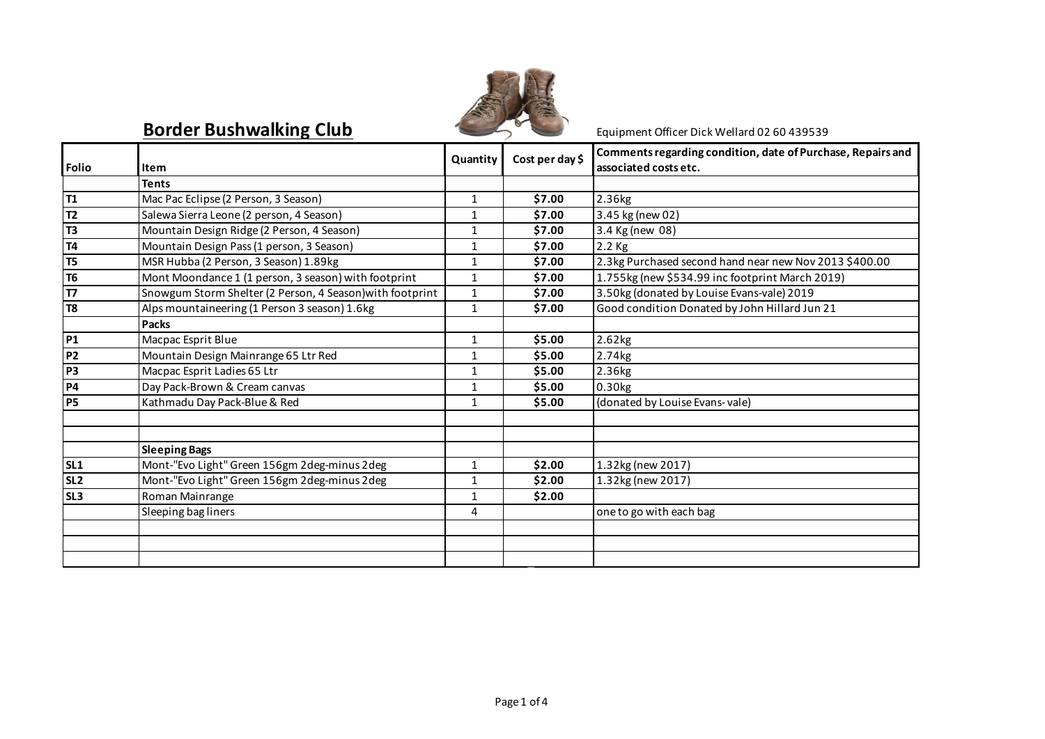# Border Bushwalking Club

Equipment Officer Dick Wellard 02 60 439539

| Folio | Item | Quantity | Cost per day $ | Comments regarding condition, date of Purchase, Repairs and associated costs etc. |
|---|---|---|---|---|
| | **Tents** | | | |
| **T1** | Mac Pac Eclipse (2 Person, 3 Season) | 1 | **$7.00** | 2.36kg |
| **T2** | Salewa Sierra Leone (2 person, 4 Season) | 1 | **$7.00** | 3.45 kg (new 02) |
| **T3** | Mountain Design Ridge (2 Person, 4 Season) | 1 | **$7.00** | 3.4 Kg (new 08) |
| **T4** | Mountain Design Pass (1 person, 3 Season) | 1 | **$7.00** | 2.2 Kg |
| **T5** | MSR Hubba (2 Person, 3 Season) 1.89kg | 1 | **$7.00** | 2.3kg Purchased second hand near new Nov 2013 $400.00 |
| **T6** | Mont Moondance 1 (1 person, 3 season) with footprint | 1 | **$7.00** | 1.755kg (new $534.99 inc footprint March 2019) |
| **T7** | Snowgum Storm Shelter (2 Person, 4 Season)with footprint | 1 | **$7.00** | 3.50kg (donated by Louise Evans-vale) 2019 |
| **T8** | Alps mountaineering (1 Person 3 season) 1.6kg | 1 | **$7.00** | Good condition Donated by John Hillard Jun 21 |
| | **Packs** | | | |
| **P1** | Macpac Esprit Blue | 1 | **$5.00** | 2.62kg |
| **P2** | Mountain Design Mainrange 65 Ltr Red | 1 | **$5.00** | 2.74kg |
| **P3** | Macpac Esprit Ladies 65 Ltr | 1 | **$5.00** | 2.36kg |
| **P4** | Day Pack-Brown & Cream canvas | 1 | **$5.00** | 0.30kg |
| **P5** | Kathmadu Day Pack-Blue & Red | 1 | **$5.00** | (donated by Louise Evans- vale) |
| | | | | |
| | | | | |
| | **Sleeping Bags** | | | |
| **SL1** | Mont-"Evo Light" Green 156gm 2deg-minus 2deg | 1 | **$2.00** | 1.32kg (new 2017) |
| **SL2** | Mont-"Evo Light" Green 156gm 2deg-minus 2deg | 1 | **$2.00** | 1.32kg (new 2017) |
| **SL3** | Roman Mainrange | 1 | **$2.00** | |
| | Sleeping bag liners | 4 | | one to go with each bag |
| | | | | |
| | | | | |
| | | | | |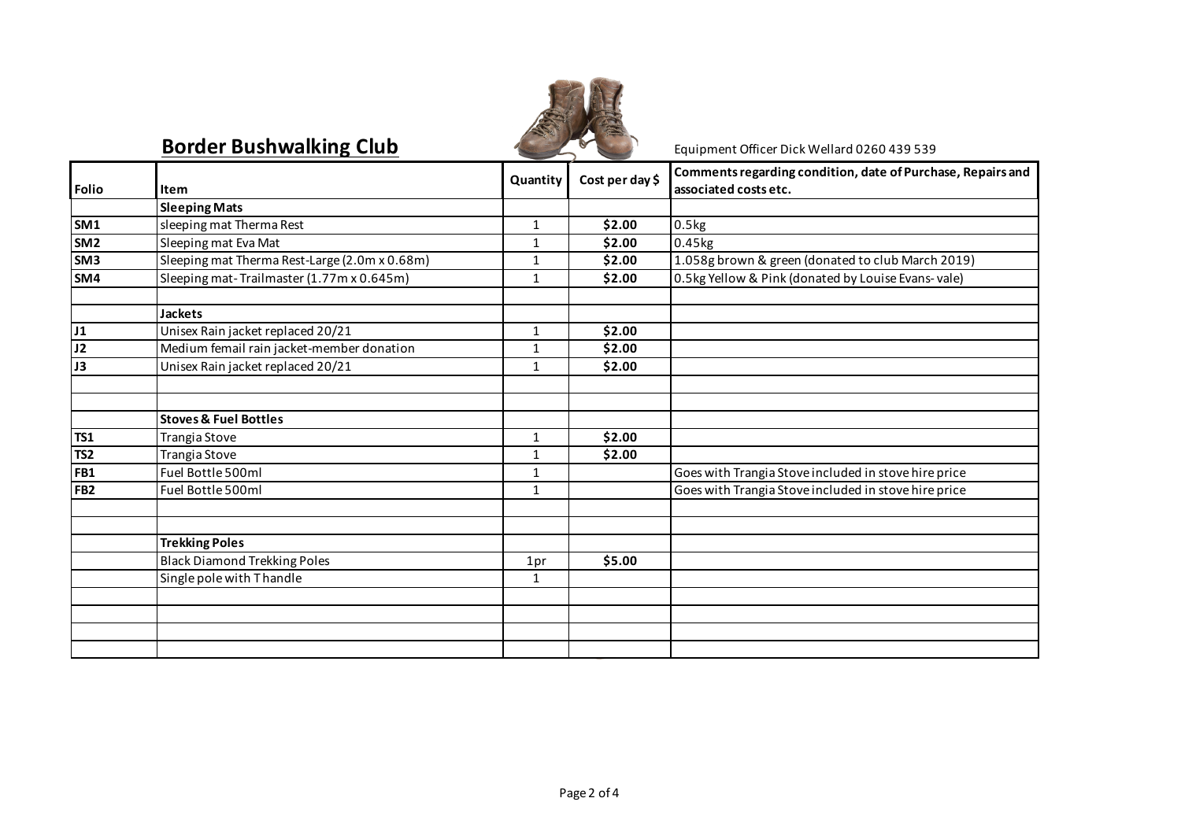## Border Bushwalking Club

Equipment Officer Dick Wellard 0260 439 539

| Folio | Item | Quantity | Cost per day $ | Comments regarding condition, date of Purchase, Repairs and associated costs etc. |
|---|---|---|---|---|
| | **Sleeping Mats** | | | |
| SM1 | sleeping mat Therma Rest | 1 | $2.00 | 0.5kg |
| SM2 | Sleeping mat Eva Mat | 1 | $2.00 | 0.45kg |
| SM3 | Sleeping mat Therma Rest-Large (2.0m x 0.68m) | 1 | $2.00 | 1.058g brown & green (donated to club March 2019) |
| SM4 | Sleeping mat- Trailmaster (1.77m x 0.645m) | 1 | $2.00 | 0.5kg Yellow & Pink (donated by Louise Evans- vale) |
| | | | | |
| | **Jackets** | | | |
| J1 | Unisex Rain jacket replaced 20/21 | 1 | $2.00 | |
| J2 | Medium femail rain jacket-member donation | 1 | $2.00 | |
| J3 | Unisex Rain jacket replaced 20/21 | 1 | $2.00 | |
| | | | | |
| | | | | |
| | **Stoves & Fuel Bottles** | | | |
| TS1 | Trangia Stove | 1 | $2.00 | |
| TS2 | Trangia Stove | 1 | $2.00 | |
| FB1 | Fuel Bottle 500ml | 1 | | Goes with Trangia Stove included in stove hire price |
| FB2 | Fuel Bottle 500ml | 1 | | Goes with Trangia Stove included in stove hire price |
| | | | | |
| | | | | |
| | **Trekking Poles** | | | |
| | Black Diamond Trekking Poles | 1pr | $5.00 | |
| | Single pole with T handle | 1 | | |
| | | | | |
| | | | | |
| | | | | |
| | | | | |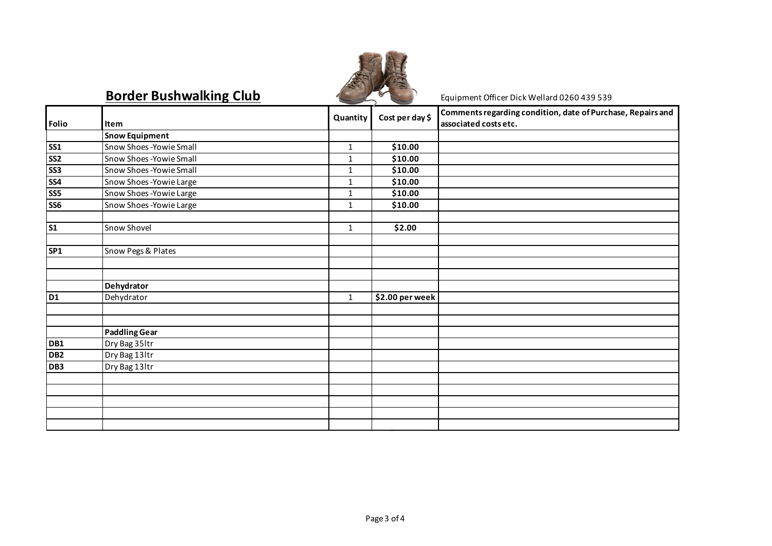## Border Bushwalking Club

Equipment Officer Dick Wellard 0260 439 539

| Folio | Item | Quantity | Cost per day $ | Comments regarding condition, date of Purchase, Repairs and associated costs etc. |
|---|---|---|---|---|
| | **Snow Equipment** | | | |
| **SS1** | Snow Shoes -Yowie Small | 1 | **$10.00** | |
| **SS2** | Snow Shoes -Yowie Small | 1 | **$10.00** | |
| **SS3** | Snow Shoes -Yowie Small | 1 | **$10.00** | |
| **SS4** | Snow Shoes -Yowie Large | 1 | **$10.00** | |
| **SS5** | Snow Shoes -Yowie Large | 1 | **$10.00** | |
| **SS6** | Snow Shoes -Yowie Large | 1 | **$10.00** | |
| | | | | |
| **S1** | Snow Shovel | 1 | **$2.00** | |
| | | | | |
| **SP1** | Snow Pegs & Plates | | | |
| | | | | |
| | | | | |
| | **Dehydrator** | | | |
| **D1** | Dehydrator | 1 | **$2.00 per week** | |
| | | | | |
| | | | | |
| | **Paddling Gear** | | | |
| **DB1** | Dry Bag 35ltr | | | |
| **DB2** | Dry Bag 13ltr | | | |
| **DB3** | Dry Bag 13ltr | | | |
| | | | | |
| | | | | |
| | | | | |
| | | | | |
| | | | | |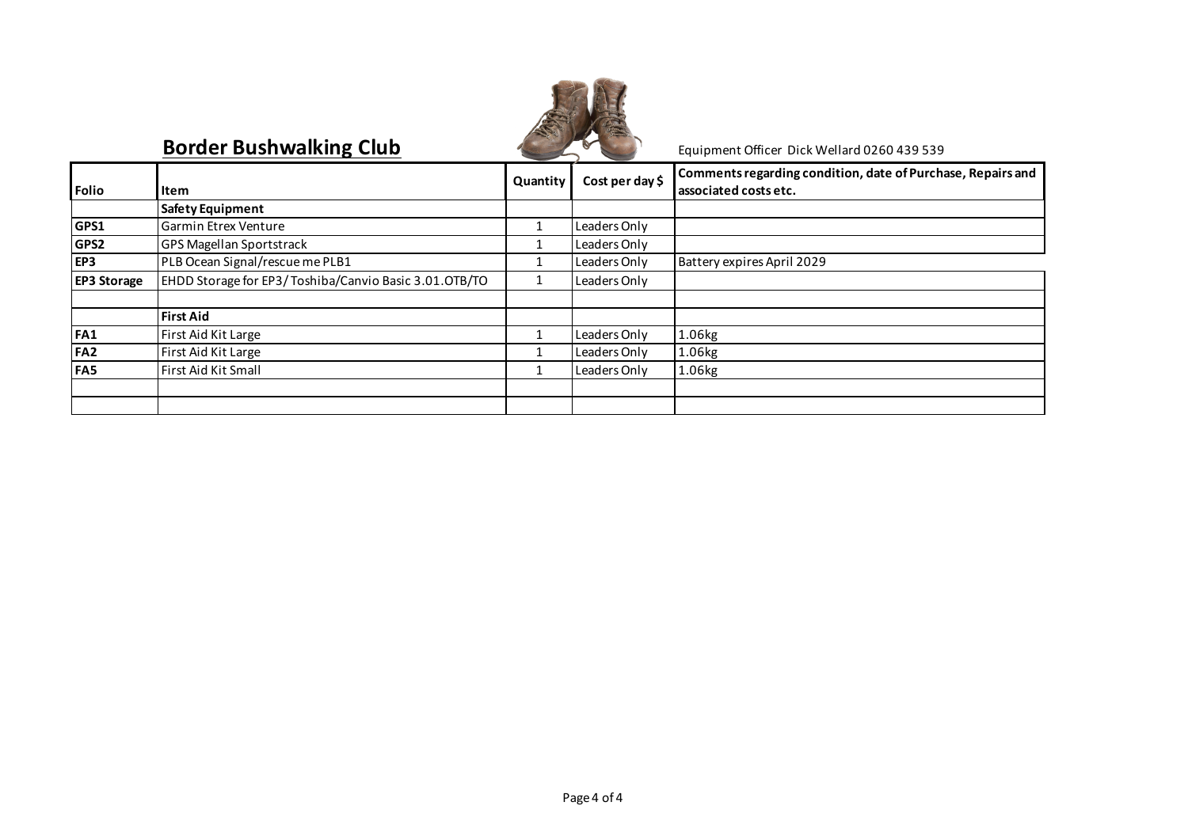## Border Bushwalking Club

Equipment Officer Dick Wellard 0260 439 539

| Folio | Item | Quantity | Cost per day $ | Comments regarding condition, date of Purchase, Repairs and associated costs etc. |
|---|---|---|---|---|
| | **Safety Equipment** | | | |
| **GPS1** | Garmin Etrex Venture | 1 | Leaders Only | |
| **GPS2** | GPS Magellan Sportstrack | 1 | Leaders Only | |
| **EP3** | PLB Ocean Signal/rescue me PLB1 | 1 | Leaders Only | Battery expires April 2029 |
| **EP3 Storage** | EHDD Storage for EP3/ Toshiba/Canvio Basic 3.01.OTB/TO | 1 | Leaders Only | |
| | | | | |
| | **First Aid** | | | |
| **FA1** | First Aid Kit Large | 1 | Leaders Only | 1.06kg |
| **FA2** | First Aid Kit Large | 1 | Leaders Only | 1.06kg |
| **FA5** | First Aid Kit Small | 1 | Leaders Only | 1.06kg |
| | | | | |
| | | | | |